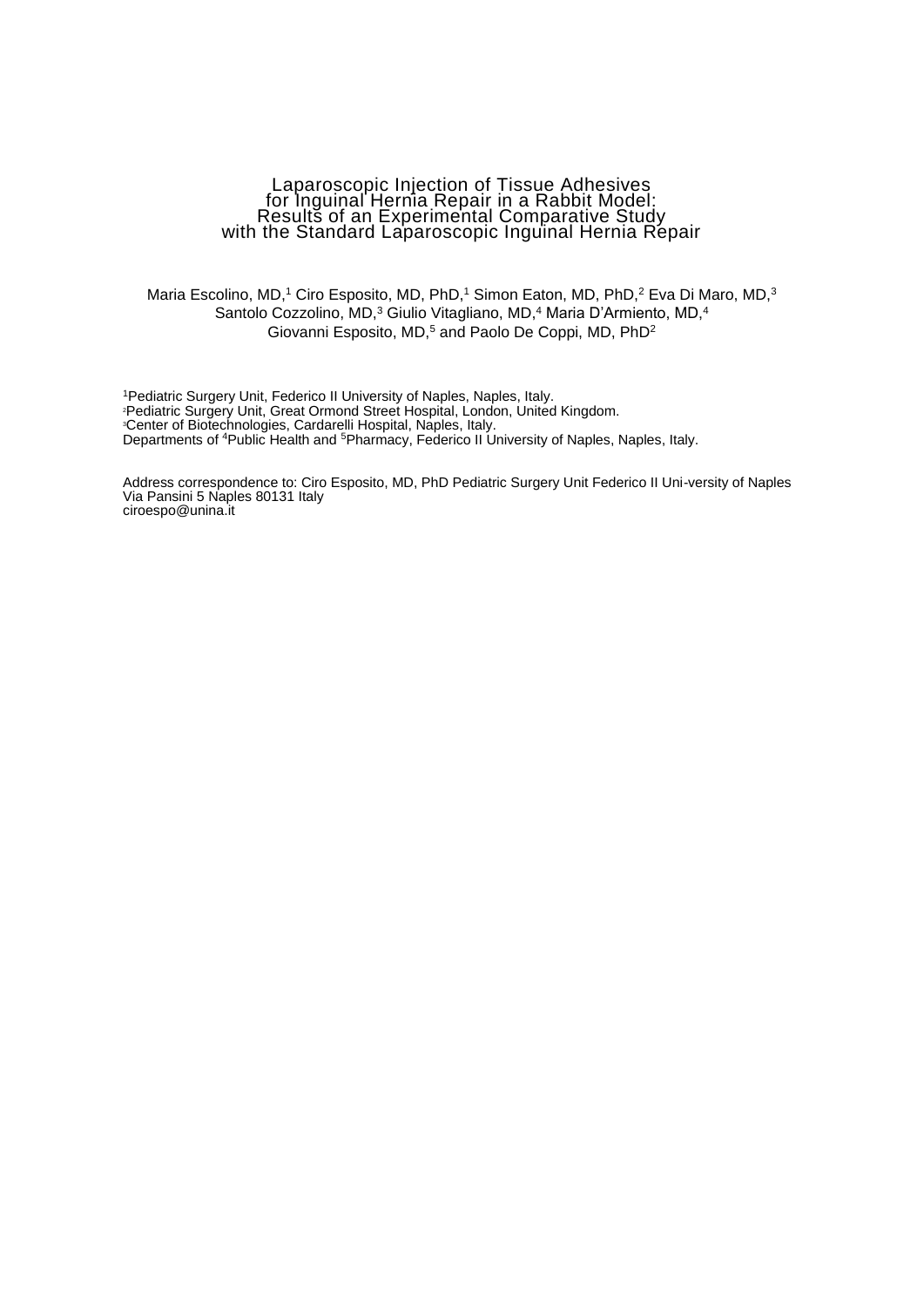# Laparoscopic Injection of Tissue Adhesives for Inguinal Hernia Repair in a Rabbit Model: Results of an Experimental Comparative Study with the Standard Laparoscopic Inguinal Hernia Repair

Maria Escolino, MD,[1] Ciro Esposito, MD, PhD,[1] Simon Eaton, MD, PhD,[2] Eva Di Maro, MD,[3] Santolo Cozzolino, MD,[3] Giulio Vitagliano, MD,[4] Maria D'Armiento, MD,[4] Giovanni Esposito, MD,[5] and Paolo De Coppi, MD, PhD[2]

[1]Pediatric Surgery Unit, Federico II University of Naples, Naples, Italy.
[2]Pediatric Surgery Unit, Great Ormond Street Hospital, London, United Kingdom.
[3]Center of Biotechnologies, Cardarelli Hospital, Naples, Italy.
Departments of [4]Public Health and [5]Pharmacy, Federico II University of Naples, Naples, Italy.

Address correspondence to: Ciro Esposito, MD, PhD Pediatric Surgery Unit Federico II Uni-versity of Naples Via Pansini 5 Naples 80131 Italy
ciroespo@unina.it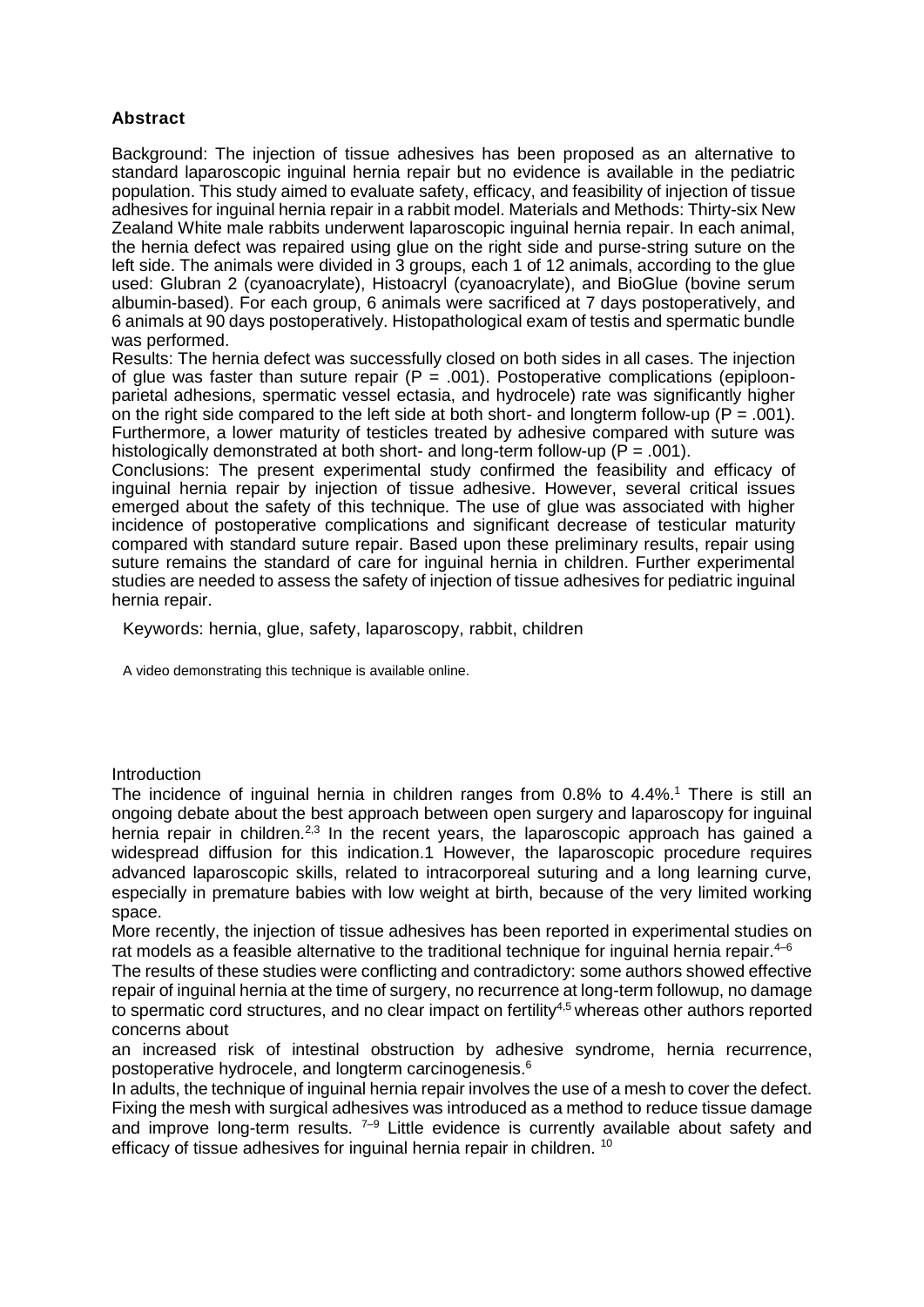## Abstract

Background: The injection of tissue adhesives has been proposed as an alternative to standard laparoscopic inguinal hernia repair but no evidence is available in the pediatric population. This study aimed to evaluate safety, efficacy, and feasibility of injection of tissue adhesives for inguinal hernia repair in a rabbit model. Materials and Methods: Thirty-six New Zealand White male rabbits underwent laparoscopic inguinal hernia repair. In each animal, the hernia defect was repaired using glue on the right side and purse-string suture on the left side. The animals were divided in 3 groups, each 1 of 12 animals, according to the glue used: Glubran 2 (cyanoacrylate), Histoacryl (cyanoacrylate), and BioGlue (bovine serum albumin-based). For each group, 6 animals were sacrificed at 7 days postoperatively, and 6 animals at 90 days postoperatively. Histopathological exam of testis and spermatic bundle was performed.

Results: The hernia defect was successfully closed on both sides in all cases. The injection of glue was faster than suture repair ($P = .001$). Postoperative complications (epiploon-parietal adhesions, spermatic vessel ectasia, and hydrocele) rate was significantly higher on the right side compared to the left side at both short- and longterm follow-up ($P = .001$). Furthermore, a lower maturity of testicles treated by adhesive compared with suture was histologically demonstrated at both short- and long-term follow-up ($P = .001$).

Conclusions: The present experimental study confirmed the feasibility and efficacy of inguinal hernia repair by injection of tissue adhesive. However, several critical issues emerged about the safety of this technique. The use of glue was associated with higher incidence of postoperative complications and significant decrease of testicular maturity compared with standard suture repair. Based upon these preliminary results, repair using suture remains the standard of care for inguinal hernia in children. Further experimental studies are needed to assess the safety of injection of tissue adhesives for pediatric inguinal hernia repair.

Keywords: hernia, glue, safety, laparoscopy, rabbit, children

A video demonstrating this technique is available online.

## Introduction

The incidence of inguinal hernia in children ranges from 0.8% to 4.4%.[1] There is still an ongoing debate about the best approach between open surgery and laparoscopy for inguinal hernia repair in children.[2,3] In the recent years, the laparoscopic approach has gained a widespread diffusion for this indication.1 However, the laparoscopic procedure requires advanced laparoscopic skills, related to intracorporeal suturing and a long learning curve, especially in premature babies with low weight at birth, because of the very limited working space.

More recently, the injection of tissue adhesives has been reported in experimental studies on rat models as a feasible alternative to the traditional technique for inguinal hernia repair.[4–6]

The results of these studies were conflicting and contradictory: some authors showed effective repair of inguinal hernia at the time of surgery, no recurrence at long-term followup, no damage to spermatic cord structures, and no clear impact on fertility[4,5] whereas other authors reported concerns about an increased risk of intestinal obstruction by adhesive syndrome, hernia recurrence, postoperative hydrocele, and longterm carcinogenesis.[6]

In adults, the technique of inguinal hernia repair involves the use of a mesh to cover the defect. Fixing the mesh with surgical adhesives was introduced as a method to reduce tissue damage and improve long-term results. [7–9] Little evidence is currently available about safety and efficacy of tissue adhesives for inguinal hernia repair in children. [10]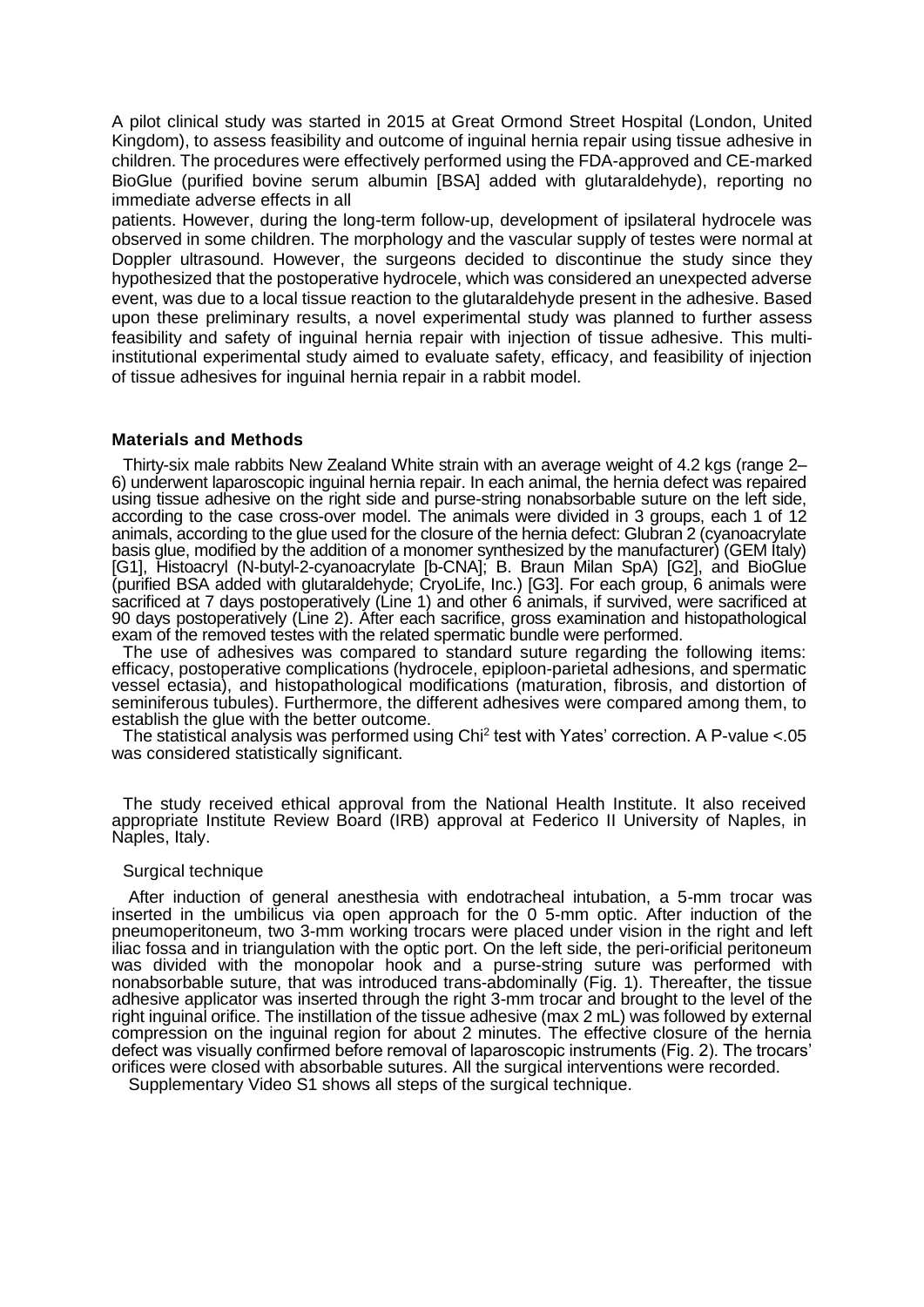A pilot clinical study was started in 2015 at Great Ormond Street Hospital (London, United Kingdom), to assess feasibility and outcome of inguinal hernia repair using tissue adhesive in children. The procedures were effectively performed using the FDA-approved and CE-marked BioGlue (purified bovine serum albumin [BSA] added with glutaraldehyde), reporting no immediate adverse effects in all

patients. However, during the long-term follow-up, development of ipsilateral hydrocele was observed in some children. The morphology and the vascular supply of testes were normal at Doppler ultrasound. However, the surgeons decided to discontinue the study since they hypothesized that the postoperative hydrocele, which was considered an unexpected adverse event, was due to a local tissue reaction to the glutaraldehyde present in the adhesive. Based upon these preliminary results, a novel experimental study was planned to further assess feasibility and safety of inguinal hernia repair with injection of tissue adhesive. This multi-institutional experimental study aimed to evaluate safety, efficacy, and feasibility of injection of tissue adhesives for inguinal hernia repair in a rabbit model.

## Materials and Methods

Thirty-six male rabbits New Zealand White strain with an average weight of 4.2 kgs (range 2–6) underwent laparoscopic inguinal hernia repair. In each animal, the hernia defect was repaired using tissue adhesive on the right side and purse-string nonabsorbable suture on the left side, according to the case cross-over model. The animals were divided in 3 groups, each 1 of 12 animals, according to the glue used for the closure of the hernia defect: Glubran 2 (cyanoacrylate basis glue, modified by the addition of a monomer synthesized by the manufacturer) (GEM Italy) [G1], Histoacryl (N-butyl-2-cyanoacrylate [b-CNA]; B. Braun Milan SpA) [G2], and BioGlue (purified BSA added with glutaraldehyde; CryoLife, Inc.) [G3]. For each group, 6 animals were sacrificed at 7 days postoperatively (Line 1) and other 6 animals, if survived, were sacrificed at 90 days postoperatively (Line 2). After each sacrifice, gross examination and histopathological exam of the removed testes with the related spermatic bundle were performed.

The use of adhesives was compared to standard suture regarding the following items: efficacy, postoperative complications (hydrocele, epiploon-parietal adhesions, and spermatic vessel ectasia), and histopathological modifications (maturation, fibrosis, and distortion of seminiferous tubules). Furthermore, the different adhesives were compared among them, to establish the glue with the better outcome.

The statistical analysis was performed using $Chi^2$ test with Yates' correction. A P-value <.05 was considered statistically significant.

The study received ethical approval from the National Health Institute. It also received appropriate Institute Review Board (IRB) approval at Federico II University of Naples, in Naples, Italy.

### Surgical technique

After induction of general anesthesia with endotracheal intubation, a 5-mm trocar was inserted in the umbilicus via open approach for the 0 5-mm optic. After induction of the pneumoperitoneum, two 3-mm working trocars were placed under vision in the right and left iliac fossa and in triangulation with the optic port. On the left side, the peri-orificial peritoneum was divided with the monopolar hook and a purse-string suture was performed with nonabsorbable suture, that was introduced trans-abdominally (Fig. 1). Thereafter, the tissue adhesive applicator was inserted through the right 3-mm trocar and brought to the level of the right inguinal orifice. The instillation of the tissue adhesive (max 2 mL) was followed by external compression on the inguinal region for about 2 minutes. The effective closure of the hernia defect was visually confirmed before removal of laparoscopic instruments (Fig. 2). The trocars' orifices were closed with absorbable sutures. All the surgical interventions were recorded.

Supplementary Video S1 shows all steps of the surgical technique.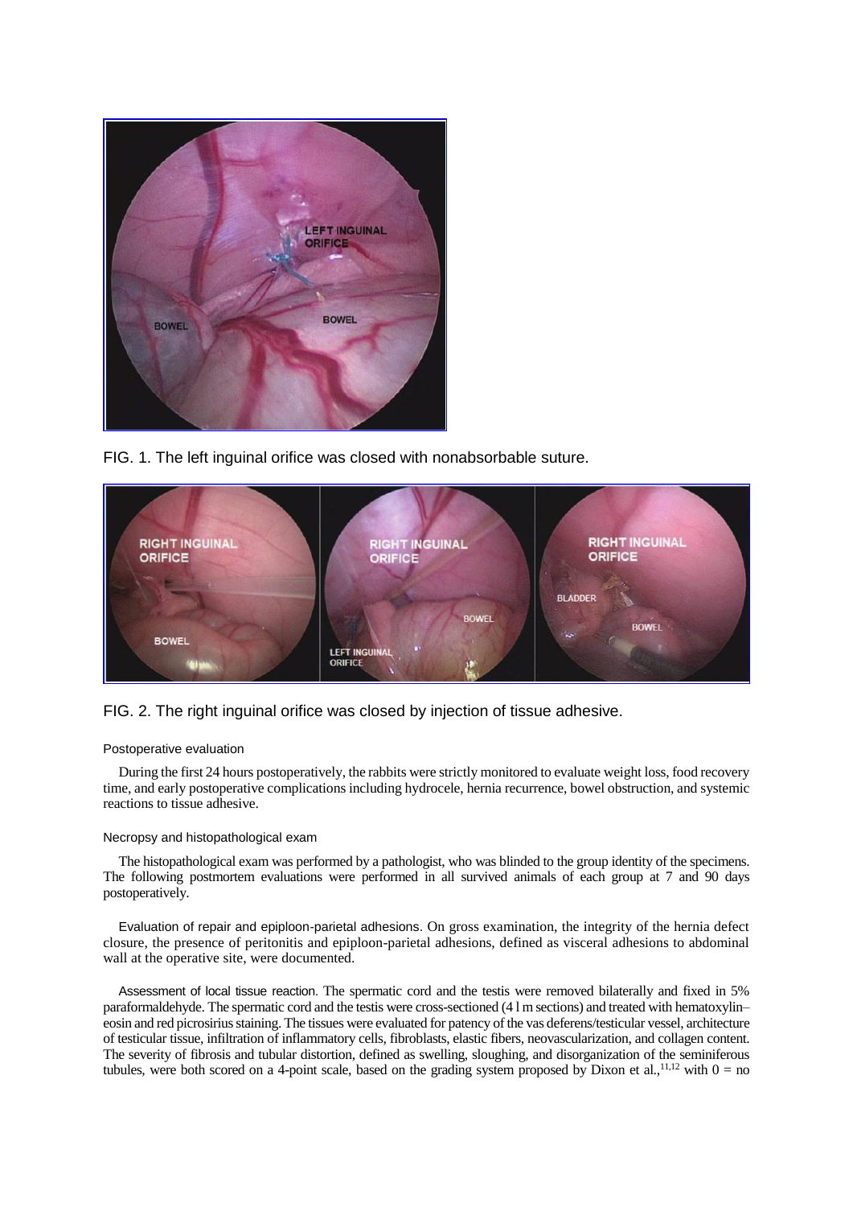FIG. 1. The left inguinal orifice was closed with nonabsorbable suture.

FIG. 2. The right inguinal orifice was closed by injection of tissue adhesive.

### Postoperative evaluation

During the first 24 hours postoperatively, the rabbits were strictly monitored to evaluate weight loss, food recovery time, and early postoperative complications including hydrocele, hernia recurrence, bowel obstruction, and systemic reactions to tissue adhesive.

### Necropsy and histopathological exam

The histopathological exam was performed by a pathologist, who was blinded to the group identity of the specimens. The following postmortem evaluations were performed in all survived animals of each group at 7 and 90 days postoperatively.

*Evaluation of repair and epiploon-parietal adhesions.* On gross examination, the integrity of the hernia defect closure, the presence of peritonitis and epiploon-parietal adhesions, defined as visceral adhesions to abdominal wall at the operative site, were documented.

*Assessment of local tissue reaction.* The spermatic cord and the testis were removed bilaterally and fixed in 5% paraformaldehyde. The spermatic cord and the testis were cross-sectioned (4 l m sections) and treated with hematoxylin–eosin and red picrosirius staining. The tissues were evaluated for patency of the vas deferens/testicular vessel, architecture of testicular tissue, infiltration of inflammatory cells, fibroblasts, elastic fibers, neovascularization, and collagen content. The severity of fibrosis and tubular distortion, defined as swelling, sloughing, and disorganization of the seminiferous tubules, were both scored on a 4-point scale, based on the grading system proposed by Dixon et al.,[11,12] with 0 = no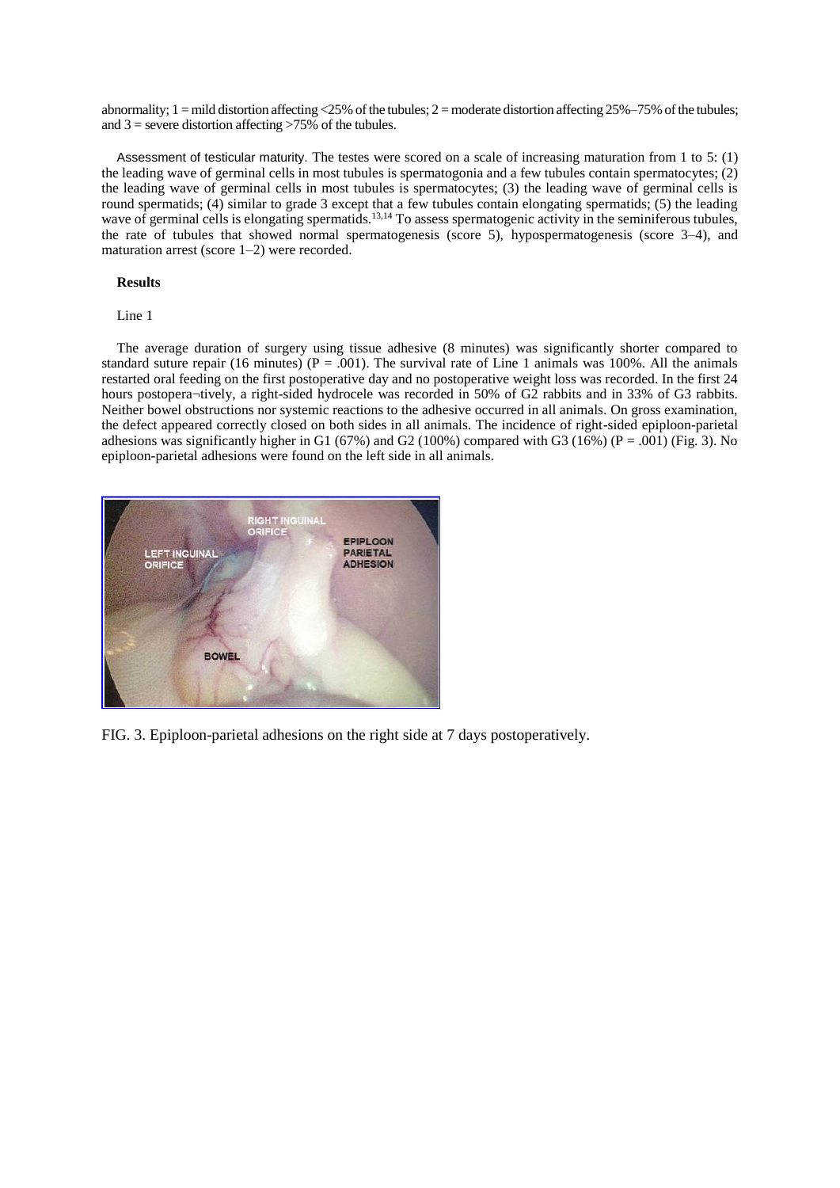abnormality; 1 = mild distortion affecting <25% of the tubules; 2 = moderate distortion affecting 25%–75% of the tubules; and 3 = severe distortion affecting >75% of the tubules.

Assessment of testicular maturity. The testes were scored on a scale of increasing maturation from 1 to 5: (1) the leading wave of germinal cells in most tubules is spermatogonia and a few tubules contain spermatocytes; (2) the leading wave of germinal cells in most tubules is spermatocytes; (3) the leading wave of germinal cells is round spermatids; (4) similar to grade 3 except that a few tubules contain elongating spermatids; (5) the leading wave of germinal cells is elongating spermatids.[13,14] To assess spermatogenic activity in the seminiferous tubules, the rate of tubules that showed normal spermatogenesis (score 5), hypospermatogenesis (score 3–4), and maturation arrest (score 1–2) were recorded.

## Results

Line 1

The average duration of surgery using tissue adhesive (8 minutes) was significantly shorter compared to standard suture repair (16 minutes) ($P = .001$). The survival rate of Line 1 animals was 100%. All the animals restarted oral feeding on the first postoperative day and no postoperative weight loss was recorded. In the first 24 hours postopera¬tively, a right-sided hydrocele was recorded in 50% of G2 rabbits and in 33% of G3 rabbits. Neither bowel obstructions nor systemic reactions to the adhesive occurred in all animals. On gross examination, the defect appeared correctly closed on both sides in all animals. The incidence of right-sided epiploon-parietal adhesions was significantly higher in G1 (67%) and G2 (100%) compared with G3 (16%) ($P = .001$) (Fig. 3). No epiploon-parietal adhesions were found on the left side in all animals.

FIG. 3. Epiploon-parietal adhesions on the right side at 7 days postoperatively.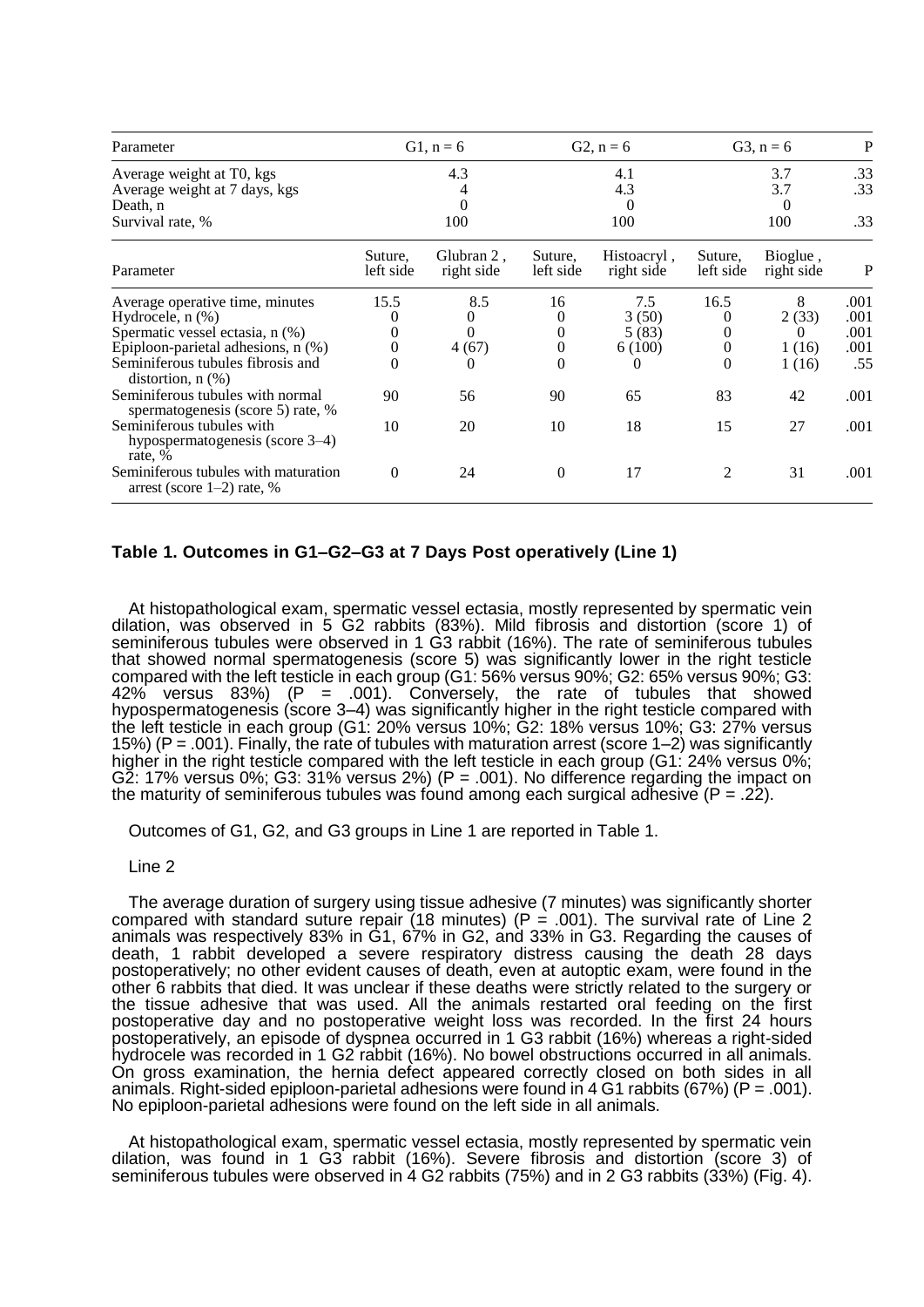| Parameter | G1, n = 6 | | G2, n = 6 | | G3, n = 6 | | P |
|---|---|---|---|---|---|---|---|
| Average weight at T0, kgs | 4.3 | | 4.1 | | 3.7 | | .33 |
| Average weight at 7 days, kgs | 4 | | 4.3 | | 3.7 | | .33 |
| Death, n | 0 | | 0 | | 0 | | |
| Survival rate, % | 100 | | 100 | | 100 | | .33 |
| **Parameter** | **Suture, left side** | **Glubran 2 , right side** | **Suture, left side** | **Histoacryl , right side** | **Suture, left side** | **Bioglue , right side** | **P** |
| Average operative time, minutes | 15.5 | 8.5 | 16 | 7.5 | 16.5 | 8 | .001 |
| Hydrocele, n (%) | 0 | 0 | 0 | 3 (50) | 0 | 2 (33) | .001 |
| Spermatic vessel ectasia, n (%) | 0 | 0 | 0 | 5 (83) | 0 | 0 | .001 |
| Epiploon-parietal adhesions, n (%) | 0 | 4 (67) | 0 | 6 (100) | 0 | 1 (16) | .001 |
| Seminiferous tubules fibrosis and distortion, n (%) | 0 | 0 | 0 | 0 | 0 | 1 (16) | .55 |
| Seminiferous tubules with normal spermatogenesis (score 5) rate, % | 90 | 56 | 90 | 65 | 83 | 42 | .001 |
| Seminiferous tubules with hypospermatogenesis (score 3–4) rate, % | 10 | 20 | 10 | 18 | 15 | 27 | .001 |
| Seminiferous tubules with maturation arrest (score 1–2) rate, % | 0 | 24 | 0 | 17 | 2 | 31 | .001 |

**Table 1. Outcomes in G1–G2–G3 at 7 Days Post operatively (Line 1)**

At histopathological exam, spermatic vessel ectasia, mostly represented by spermatic vein dilation, was observed in 5 G2 rabbits (83%). Mild fibrosis and distortion (score 1) of seminiferous tubules were observed in 1 G3 rabbit (16%). The rate of seminiferous tubules that showed normal spermatogenesis (score 5) was significantly lower in the right testicle compared with the left testicle in each group (G1: 56% versus 90%; G2: 65% versus 90%; G3: 42% versus 83%) (P = .001). Conversely, the rate of tubules that showed hypospermatogenesis (score 3–4) was significantly higher in the right testicle compared with the left testicle in each group (G1: 20% versus 10%; G2: 18% versus 10%; G3: 27% versus 15%) (P = .001). Finally, the rate of tubules with maturation arrest (score 1–2) was significantly higher in the right testicle compared with the left testicle in each group (G1: 24% versus 0%; G2: 17% versus 0%; G3: 31% versus 2%) (P = .001). No difference regarding the impact on the maturity of seminiferous tubules was found among each surgical adhesive (P = .22).

Outcomes of G1, G2, and G3 groups in Line 1 are reported in Table 1.

Line 2

The average duration of surgery using tissue adhesive (7 minutes) was significantly shorter compared with standard suture repair (18 minutes) (P = .001). The survival rate of Line 2 animals was respectively 83% in G1, 67% in G2, and 33% in G3. Regarding the causes of death, 1 rabbit developed a severe respiratory distress causing the death 28 days postoperatively; no other evident causes of death, even at autoptic exam, were found in the other 6 rabbits that died. It was unclear if these deaths were strictly related to the surgery or the tissue adhesive that was used. All the animals restarted oral feeding on the first postoperative day and no postoperative weight loss was recorded. In the first 24 hours postoperatively, an episode of dyspnea occurred in 1 G3 rabbit (16%) whereas a right-sided hydrocele was recorded in 1 G2 rabbit (16%). No bowel obstructions occurred in all animals. On gross examination, the hernia defect appeared correctly closed on both sides in all animals. Right-sided epiploon-parietal adhesions were found in 4 G1 rabbits (67%) (P = .001). No epiploon-parietal adhesions were found on the left side in all animals.

At histopathological exam, spermatic vessel ectasia, mostly represented by spermatic vein dilation, was found in 1 G3 rabbit (16%). Severe fibrosis and distortion (score 3) of seminiferous tubules were observed in 4 G2 rabbits (75%) and in 2 G3 rabbits (33%) (Fig. 4).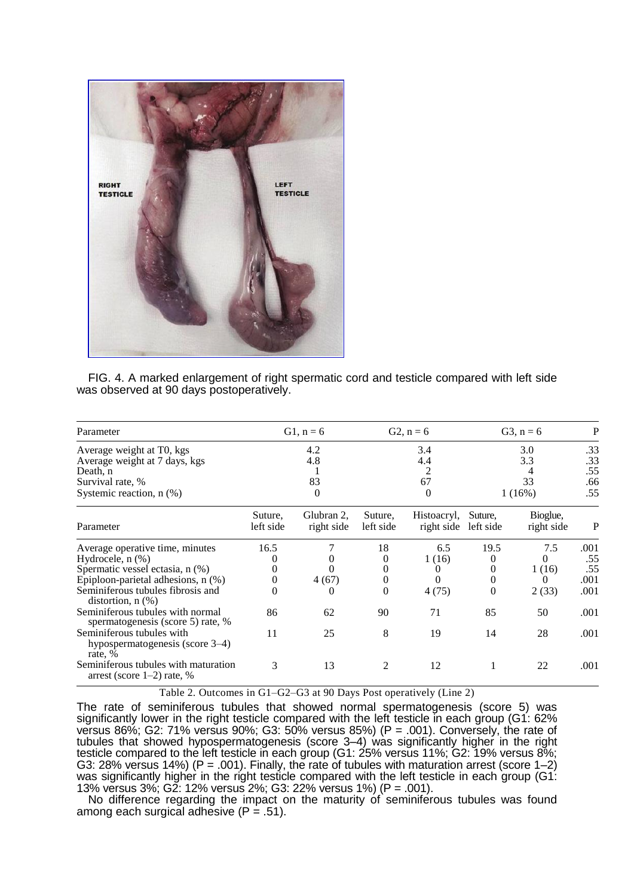FIG. 4. A marked enlargement of right spermatic cord and testicle compared with left side was observed at 90 days postoperatively.

| Parameter | G1, n = 6 | | G2, n = 6 | | G3, n = 6 | | P |
|---|---|---|---|---|---|---|---|
| Average weight at T0, kgs | 4.2 | | 3.4 | | 3.0 | | .33 |
| Average weight at 7 days, kgs | 4.8 | | 4.4 | | 3.3 | | .33 |
| Death, n | 1 | | 2 | | 4 | | .55 |
| Survival rate, % | 83 | | 67 | | 33 | | .66 |
| Systemic reaction, n (%) | 0 | | 0 | | 1 (16%) | | .55 |
| **Parameter** | **Suture, left side** | **Glubran 2, right side** | **Suture, left side** | **Histoacryl, right side** | **Suture, left side** | **Bioglue, right side** | **P** |
| Average operative time, minutes | 16.5 | 7 | 18 | 6.5 | 19.5 | 7.5 | .001 |
| Hydrocele, n (%) | 0 | 0 | 0 | 1 (16) | 0 | 0 | .55 |
| Spermatic vessel ectasia, n (%) | 0 | 0 | 0 | 0 | 0 | 1 (16) | .55 |
| Epiploon-parietal adhesions, n (%) | 0 | 4 (67) | 0 | 0 | 0 | 0 | .001 |
| Seminiferous tubules fibrosis and distortion, n (%) | 0 | 0 | 0 | 4 (75) | 0 | 2 (33) | .001 |
| Seminiferous tubules with normal spermatogenesis (score 5) rate, % | 86 | 62 | 90 | 71 | 85 | 50 | .001 |
| Seminiferous tubules with hypospermatogenesis (score 3–4) rate, % | 11 | 25 | 8 | 19 | 14 | 28 | .001 |
| Seminiferous tubules with maturation arrest (score 1–2) rate, % | 3 | 13 | 2 | 12 | 1 | 22 | .001 |

Table 2. Outcomes in G1–G2–G3 at 90 Days Post operatively (Line 2)

The rate of seminiferous tubules that showed normal spermatogenesis (score 5) was significantly lower in the right testicle compared with the left testicle in each group (G1: 62% versus 86%; G2: 71% versus 90%; G3: 50% versus 85%) (P = .001). Conversely, the rate of tubules that showed hypospermatogenesis (score 3–4) was significantly higher in the right testicle compared to the left testicle in each group (G1: 25% versus 11%; G2: 19% versus 8%; G3: 28% versus 14%) (P = .001). Finally, the rate of tubules with maturation arrest (score 1–2) was significantly higher in the right testicle compared with the left testicle in each group (G1: 13% versus 3%; G2: 12% versus 2%; G3: 22% versus 1%) (P = .001).

No difference regarding the impact on the maturity of seminiferous tubules was found among each surgical adhesive (P = .51).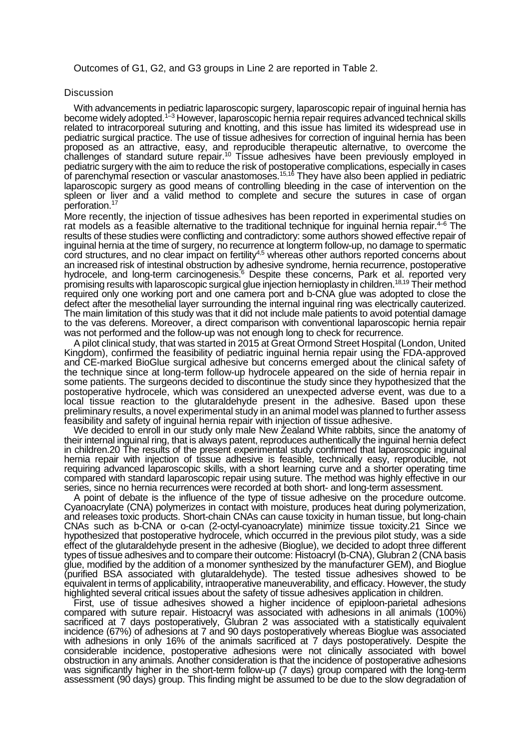Outcomes of G1, G2, and G3 groups in Line 2 are reported in Table 2.

## Discussion

With advancements in pediatric laparoscopic surgery, laparoscopic repair of inguinal hernia has become widely adopted.[1–3] However, laparoscopic hernia repair requires advanced technical skills related to intracorporeal suturing and knotting, and this issue has limited its widespread use in pediatric surgical practice. The use of tissue adhesives for correction of inguinal hernia has been proposed as an attractive, easy, and reproducible therapeutic alternative, to overcome the challenges of standard suture repair.[10] Tissue adhesives have been previously employed in pediatric surgery with the aim to reduce the risk of postoperative complications, especially in cases of parenchymal resection or vascular anastomoses.[15,16] They have also been applied in pediatric laparoscopic surgery as good means of controlling bleeding in the case of intervention on the spleen or liver and a valid method to complete and secure the sutures in case of organ perforation.[17]

More recently, the injection of tissue adhesives has been reported in experimental studies on rat models as a feasible alternative to the traditional technique for inguinal hernia repair.[4–6] The results of these studies were conflicting and contradictory: some authors showed effective repair of inguinal hernia at the time of surgery, no recurrence at longterm follow-up, no damage to spermatic cord structures, and no clear impact on fertility[4,5] whereas other authors reported concerns about an increased risk of intestinal obstruction by adhesive syndrome, hernia recurrence, postoperative hydrocele, and long-term carcinogenesis.[6] Despite these concerns, Park et al. reported very promising results with laparoscopic surgical glue injection hernioplasty in children.[18,19] Their method required only one working port and one camera port and b-CNA glue was adopted to close the defect after the mesothelial layer surrounding the internal inguinal ring was electrically cauterized. The main limitation of this study was that it did not include male patients to avoid potential damage to the vas deferens. Moreover, a direct comparison with conventional laparoscopic hernia repair was not performed and the follow-up was not enough long to check for recurrence.

A pilot clinical study, that was started in 2015 at Great Ormond Street Hospital (London, United Kingdom), confirmed the feasibility of pediatric inguinal hernia repair using the FDA-approved and CE-marked BioGlue surgical adhesive but concerns emerged about the clinical safety of the technique since at long-term follow-up hydrocele appeared on the side of hernia repair in some patients. The surgeons decided to discontinue the study since they hypothesized that the postoperative hydrocele, which was considered an unexpected adverse event, was due to a local tissue reaction to the glutaraldehyde present in the adhesive. Based upon these preliminary results, a novel experimental study in an animal model was planned to further assess feasibility and safety of inguinal hernia repair with injection of tissue adhesive.

We decided to enroll in our study only male New Zealand White rabbits, since the anatomy of their internal inguinal ring, that is always patent, reproduces authentically the inguinal hernia defect in children.20 The results of the present experimental study confirmed that laparoscopic inguinal hernia repair with injection of tissue adhesive is feasible, technically easy, reproducible, not requiring advanced laparoscopic skills, with a short learning curve and a shorter operating time compared with standard laparoscopic repair using suture. The method was highly effective in our series, since no hernia recurrences were recorded at both short- and long-term assessment.

A point of debate is the influence of the type of tissue adhesive on the procedure outcome. Cyanoacrylate (CNA) polymerizes in contact with moisture, produces heat during polymerization, and releases toxic products. Short-chain CNAs can cause toxicity in human tissue, but long-chain CNAs such as b-CNA or o-can (2-octyl-cyanoacrylate) minimize tissue toxicity.21 Since we hypothesized that postoperative hydrocele, which occurred in the previous pilot study, was a side effect of the glutaraldehyde present in the adhesive (Bioglue), we decided to adopt three different types of tissue adhesives and to compare their outcome: Histoacryl (b-CNA), Glubran 2 (CNA basis glue, modified by the addition of a monomer synthesized by the manufacturer GEM), and Bioglue (purified BSA associated with glutaraldehyde). The tested tissue adhesives showed to be equivalent in terms of applicability, intraoperative maneuverability, and efficacy. However, the study highlighted several critical issues about the safety of tissue adhesives application in children.

First, use of tissue adhesives showed a higher incidence of epiploon-parietal adhesions compared with suture repair. Histoacryl was associated with adhesions in all animals (100%) sacrificed at 7 days postoperatively, Glubran 2 was associated with a statistically equivalent incidence (67%) of adhesions at 7 and 90 days postoperatively whereas Bioglue was associated with adhesions in only 16% of the animals sacrificed at 7 days postoperatively. Despite the considerable incidence, postoperative adhesions were not clinically associated with bowel obstruction in any animals. Another consideration is that the incidence of postoperative adhesions was significantly higher in the short-term follow-up (7 days) group compared with the long-term assessment (90 days) group. This finding might be assumed to be due to the slow degradation of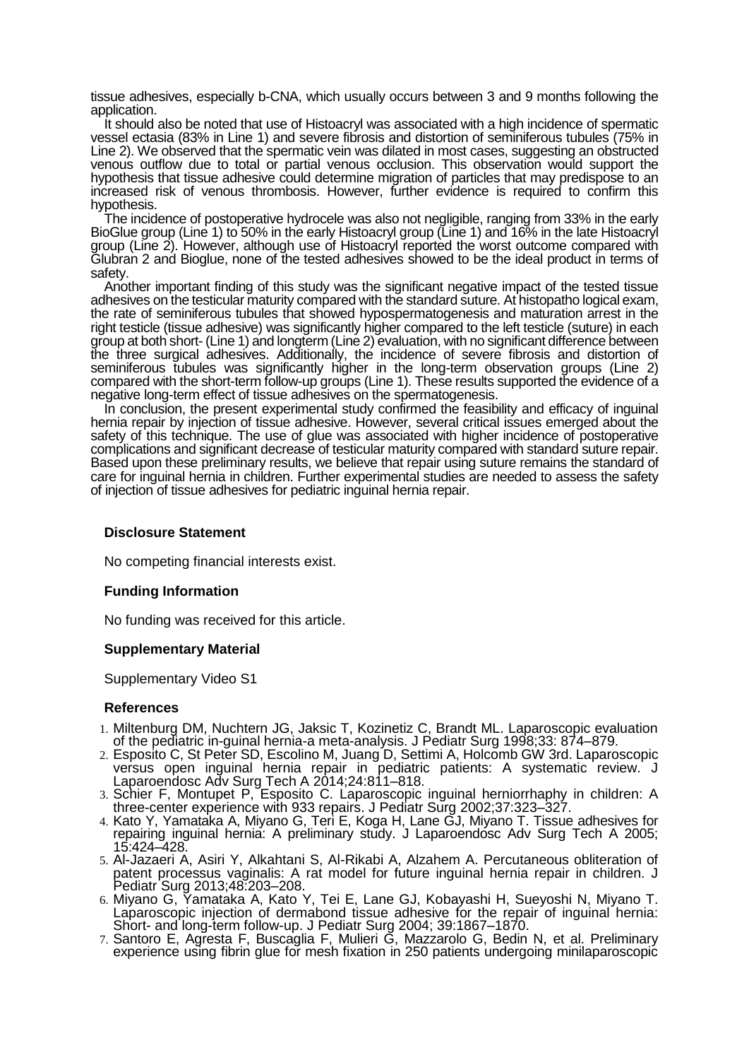tissue adhesives, especially b-CNA, which usually occurs between 3 and 9 months following the application.

It should also be noted that use of Histoacryl was associated with a high incidence of spermatic vessel ectasia (83% in Line 1) and severe fibrosis and distortion of seminiferous tubules (75% in Line 2). We observed that the spermatic vein was dilated in most cases, suggesting an obstructed venous outflow due to total or partial venous occlusion. This observation would support the hypothesis that tissue adhesive could determine migration of particles that may predispose to an increased risk of venous thrombosis. However, further evidence is required to confirm this hypothesis.

The incidence of postoperative hydrocele was also not negligible, ranging from 33% in the early BioGlue group (Line 1) to 50% in the early Histoacryl group (Line 1) and 16% in the late Histoacryl group (Line 2). However, although use of Histoacryl reported the worst outcome compared with Glubran 2 and Bioglue, none of the tested adhesives showed to be the ideal product in terms of safety.

Another important finding of this study was the significant negative impact of the tested tissue adhesives on the testicular maturity compared with the standard suture. At histopatho logical exam, the rate of seminiferous tubules that showed hypospermatogenesis and maturation arrest in the right testicle (tissue adhesive) was significantly higher compared to the left testicle (suture) in each group at both short- (Line 1) and longterm (Line 2) evaluation, with no significant difference between the three surgical adhesives. Additionally, the incidence of severe fibrosis and distortion of seminiferous tubules was significantly higher in the long-term observation groups (Line 2) compared with the short-term follow-up groups (Line 1). These results supported the evidence of a negative long-term effect of tissue adhesives on the spermatogenesis.

In conclusion, the present experimental study confirmed the feasibility and efficacy of inguinal hernia repair by injection of tissue adhesive. However, several critical issues emerged about the safety of this technique. The use of glue was associated with higher incidence of postoperative complications and significant decrease of testicular maturity compared with standard suture repair. Based upon these preliminary results, we believe that repair using suture remains the standard of care for inguinal hernia in children. Further experimental studies are needed to assess the safety of injection of tissue adhesives for pediatric inguinal hernia repair.

## Disclosure Statement

No competing financial interests exist.

## Funding Information

No funding was received for this article.

## Supplementary Material

Supplementary Video S1

## References

1. Miltenburg DM, Nuchtern JG, Jaksic T, Kozinetiz C, Brandt ML. Laparoscopic evaluation of the pediatric in-guinal hernia-a meta-analysis. J Pediatr Surg 1998;33: 874–879.
2. Esposito C, St Peter SD, Escolino M, Juang D, Settimi A, Holcomb GW 3rd. Laparoscopic versus open inguinal hernia repair in pediatric patients: A systematic review. J Laparoendosc Adv Surg Tech A 2014;24:811–818.
3. Schier F, Montupet P, Esposito C. Laparoscopic inguinal herniorrhaphy in children: A three-center experience with 933 repairs. J Pediatr Surg 2002;37:323–327.
4. Kato Y, Yamataka A, Miyano G, Teri E, Koga H, Lane GJ, Miyano T. Tissue adhesives for repairing inguinal hernia: A preliminary study. J Laparoendosc Adv Surg Tech A 2005; 15:424–428.
5. Al-Jazaeri A, Asiri Y, Alkahtani S, Al-Rikabi A, Alzahem A. Percutaneous obliteration of patent processus vaginalis: A rat model for future inguinal hernia repair in children. J Pediatr Surg 2013;48:203–208.
6. Miyano G, Yamataka A, Kato Y, Tei E, Lane GJ, Kobayashi H, Sueyoshi N, Miyano T. Laparoscopic injection of dermabond tissue adhesive for the repair of inguinal hernia: Short- and long-term follow-up. J Pediatr Surg 2004; 39:1867–1870.
7. Santoro E, Agresta F, Buscaglia F, Mulieri G, Mazzarolo G, Bedin N, et al. Preliminary experience using fibrin glue for mesh fixation in 250 patients undergoing minilaparoscopic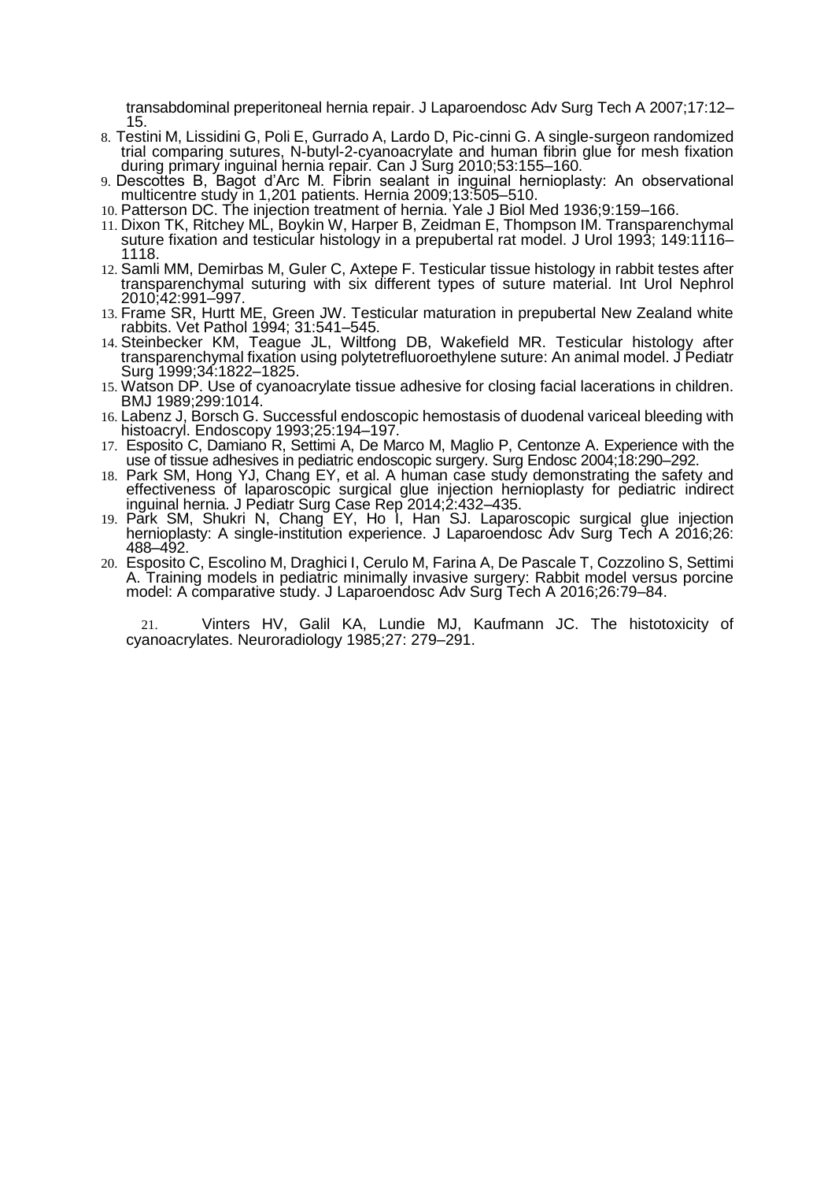transabdominal preperitoneal hernia repair. J Laparoendosc Adv Surg Tech A 2007;17:12–15.

8. Testini M, Lissidini G, Poli E, Gurrado A, Lardo D, Pic-cinni G. A single-surgeon randomized trial comparing sutures, N-butyl-2-cyanoacrylate and human fibrin glue for mesh fixation during primary inguinal hernia repair. Can J Surg 2010;53:155–160.
9. Descottes B, Bagot d'Arc M. Fibrin sealant in inguinal hernioplasty: An observational multicentre study in 1,201 patients. Hernia 2009;13:505–510.
10. Patterson DC. The injection treatment of hernia. Yale J Biol Med 1936;9:159–166.
11. Dixon TK, Ritchey ML, Boykin W, Harper B, Zeidman E, Thompson IM. Transparenchymal suture fixation and testicular histology in a prepubertal rat model. J Urol 1993; 149:1116–1118.
12. Samli MM, Demirbas M, Guler C, Axtepe F. Testicular tissue histology in rabbit testes after transparenchymal suturing with six different types of suture material. Int Urol Nephrol 2010;42:991–997.
13. Frame SR, Hurtt ME, Green JW. Testicular maturation in prepubertal New Zealand white rabbits. Vet Pathol 1994; 31:541–545.
14. Steinbecker KM, Teague JL, Wiltfong DB, Wakefield MR. Testicular histology after transparenchymal fixation using polytetrefluoroethylene suture: An animal model. J Pediatr Surg 1999;34:1822–1825.
15. Watson DP. Use of cyanoacrylate tissue adhesive for closing facial lacerations in children. BMJ 1989;299:1014.
16. Labenz J, Borsch G. Successful endoscopic hemostasis of duodenal variceal bleeding with histoacryl. Endoscopy 1993;25:194–197.
17. Esposito C, Damiano R, Settimi A, De Marco M, Maglio P, Centonze A. Experience with the use of tissue adhesives in pediatric endoscopic surgery. Surg Endosc 2004;18:290–292.
18. Park SM, Hong YJ, Chang EY, et al. A human case study demonstrating the safety and effectiveness of laparoscopic surgical glue injection hernioplasty for pediatric indirect inguinal hernia. J Pediatr Surg Case Rep 2014;2:432–435.
19. Park SM, Shukri N, Chang EY, Ho I, Han SJ. Laparoscopic surgical glue injection hernioplasty: A single-institution experience. J Laparoendosc Adv Surg Tech A 2016;26: 488–492.
20. Esposito C, Escolino M, Draghici I, Cerulo M, Farina A, De Pascale T, Cozzolino S, Settimi A. Training models in pediatric minimally invasive surgery: Rabbit model versus porcine model: A comparative study. J Laparoendosc Adv Surg Tech A 2016;26:79–84.
21. Vinters HV, Galil KA, Lundie MJ, Kaufmann JC. The histotoxicity of cyanoacrylates. Neuroradiology 1985;27: 279–291.